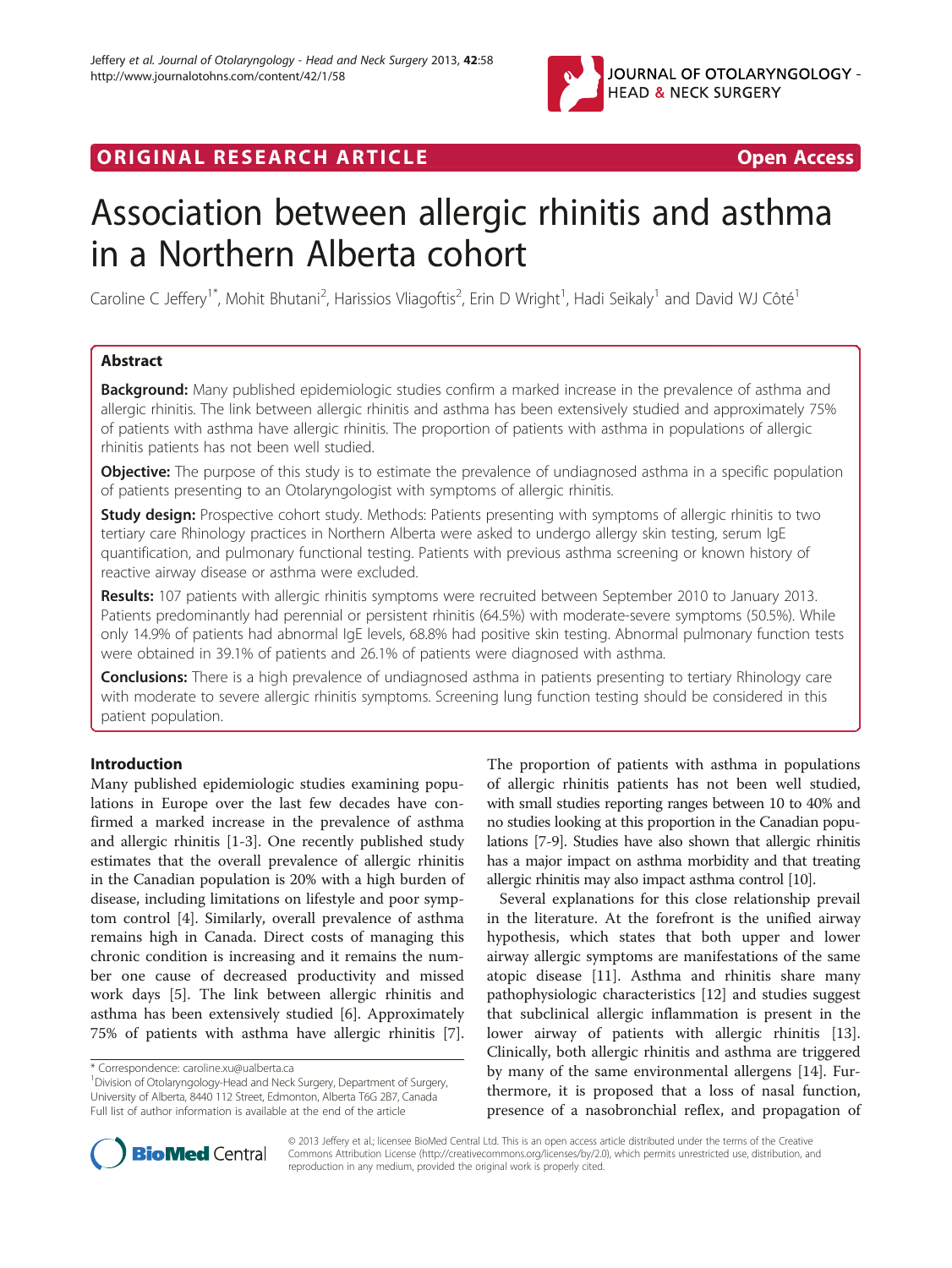ORIGINAL RESEARCH ARTICLE Open Access

# Association between allergic rhinitis and asthma in a Northern Alberta cohort

Caroline C Jeffery[1*], Mohit Bhutani[2], Harissios Vliagoftis[2], Erin D Wright[1], Hadi Seikaly[1] and David WJ Côté[1]

## Abstract

**Background:** Many published epidemiologic studies confirm a marked increase in the prevalence of asthma and allergic rhinitis. The link between allergic rhinitis and asthma has been extensively studied and approximately 75% of patients with asthma have allergic rhinitis. The proportion of patients with asthma in populations of allergic rhinitis patients has not been well studied.

**Objective:** The purpose of this study is to estimate the prevalence of undiagnosed asthma in a specific population of patients presenting to an Otolaryngologist with symptoms of allergic rhinitis.

**Study design:** Prospective cohort study. Methods: Patients presenting with symptoms of allergic rhinitis to two tertiary care Rhinology practices in Northern Alberta were asked to undergo allergy skin testing, serum IgE quantification, and pulmonary functional testing. Patients with previous asthma screening or known history of reactive airway disease or asthma were excluded.

**Results:** 107 patients with allergic rhinitis symptoms were recruited between September 2010 to January 2013. Patients predominantly had perennial or persistent rhinitis (64.5%) with moderate-severe symptoms (50.5%). While only 14.9% of patients had abnormal IgE levels, 68.8% had positive skin testing. Abnormal pulmonary function tests were obtained in 39.1% of patients and 26.1% of patients were diagnosed with asthma.

**Conclusions:** There is a high prevalence of undiagnosed asthma in patients presenting to tertiary Rhinology care with moderate to severe allergic rhinitis symptoms. Screening lung function testing should be considered in this patient population.

## Introduction

Many published epidemiologic studies examining populations in Europe over the last few decades have confirmed a marked increase in the prevalence of asthma and allergic rhinitis [1-3]. One recently published study estimates that the overall prevalence of allergic rhinitis in the Canadian population is 20% with a high burden of disease, including limitations on lifestyle and poor symptom control [4]. Similarly, overall prevalence of asthma remains high in Canada. Direct costs of managing this chronic condition is increasing and it remains the number one cause of decreased productivity and missed work days [5]. The link between allergic rhinitis and asthma has been extensively studied [6]. Approximately 75% of patients with asthma have allergic rhinitis [7]. The proportion of patients with asthma in populations of allergic rhinitis patients has not been well studied, with small studies reporting ranges between 10 to 40% and no studies looking at this proportion in the Canadian populations [7-9]. Studies have also shown that allergic rhinitis has a major impact on asthma morbidity and that treating allergic rhinitis may also impact asthma control [10].

Several explanations for this close relationship prevail in the literature. At the forefront is the unified airway hypothesis, which states that both upper and lower airway allergic symptoms are manifestations of the same atopic disease [11]. Asthma and rhinitis share many pathophysiologic characteristics [12] and studies suggest that subclinical allergic inflammation is present in the lower airway of patients with allergic rhinitis [13]. Clinically, both allergic rhinitis and asthma are triggered by many of the same environmental allergens [14]. Furthermore, it is proposed that a loss of nasal function, presence of a nasobronchial reflex, and propagation of

\* Correspondence: caroline.xu@ualberta.ca
[1]Division of Otolaryngology-Head and Neck Surgery, Department of Surgery, University of Alberta, 8440 112 Street, Edmonton, Alberta T6G 2B7, Canada
Full list of author information is available at the end of the article

© 2013 Jeffery et al.; licensee BioMed Central Ltd. This is an open access article distributed under the terms of the Creative Commons Attribution License (http://creativecommons.org/licenses/by/2.0), which permits unrestricted use, distribution, and reproduction in any medium, provided the original work is properly cited.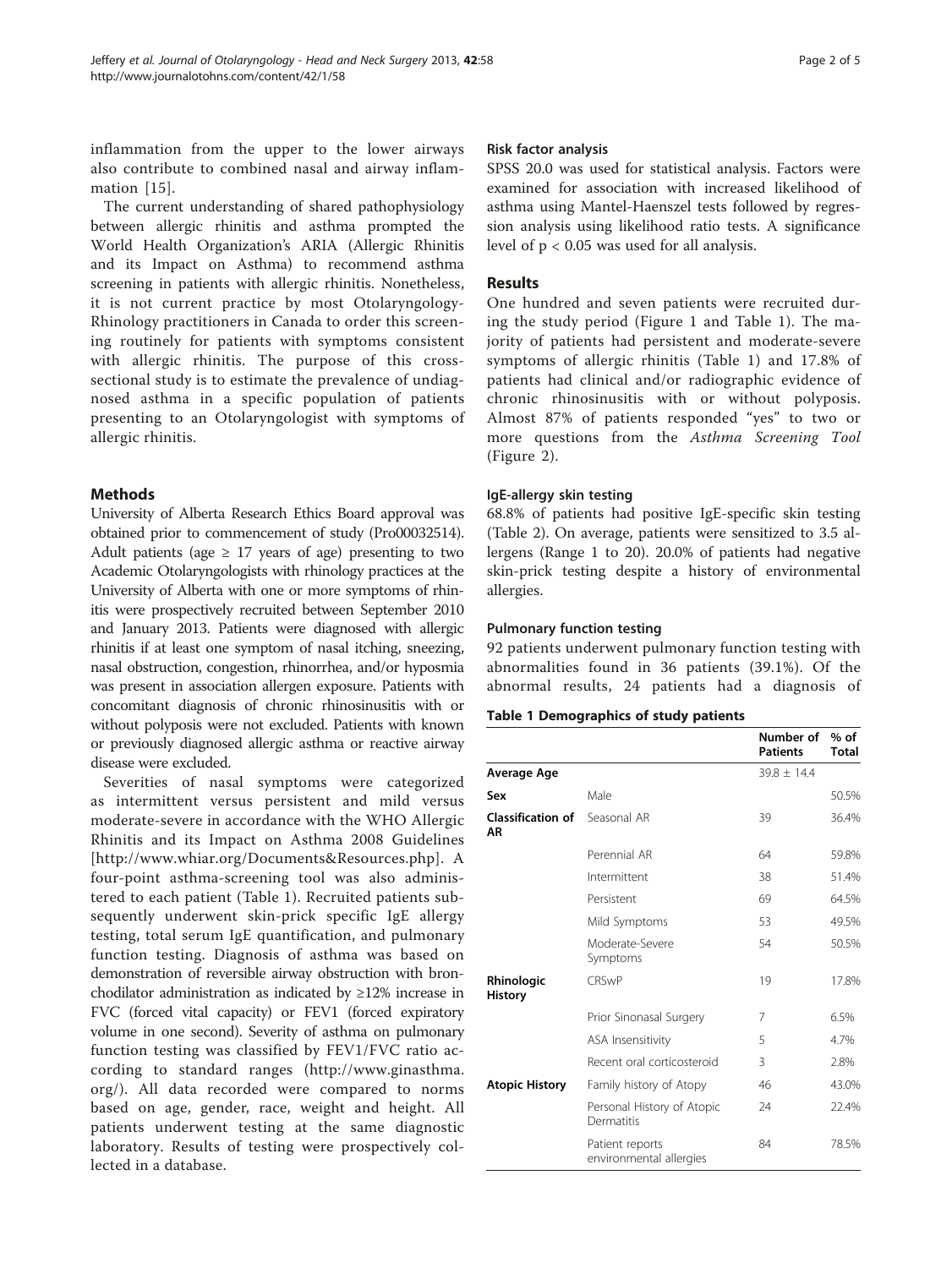inflammation from the upper to the lower airways also contribute to combined nasal and airway inflammation [15].

The current understanding of shared pathophysiology between allergic rhinitis and asthma prompted the World Health Organization's ARIA (Allergic Rhinitis and its Impact on Asthma) to recommend asthma screening in patients with allergic rhinitis. Nonetheless, it is not current practice by most Otolaryngology-Rhinology practitioners in Canada to order this screening routinely for patients with symptoms consistent with allergic rhinitis. The purpose of this cross-sectional study is to estimate the prevalence of undiagnosed asthma in a specific population of patients presenting to an Otolaryngologist with symptoms of allergic rhinitis.

## Methods

University of Alberta Research Ethics Board approval was obtained prior to commencement of study (Pro00032514). Adult patients (age ≥ 17 years of age) presenting to two Academic Otolaryngologists with rhinology practices at the University of Alberta with one or more symptoms of rhinitis were prospectively recruited between September 2010 and January 2013. Patients were diagnosed with allergic rhinitis if at least one symptom of nasal itching, sneezing, nasal obstruction, congestion, rhinorrhea, and/or hyposmia was present in association allergen exposure. Patients with concomitant diagnosis of chronic rhinosinusitis with or without polyposis were not excluded. Patients with known or previously diagnosed allergic asthma or reactive airway disease were excluded.

Severities of nasal symptoms were categorized as intermittent versus persistent and mild versus moderate-severe in accordance with the WHO Allergic Rhinitis and its Impact on Asthma 2008 Guidelines [http://www.whiar.org/Documents&Resources.php]. A four-point asthma-screening tool was also administered to each patient (Table 1). Recruited patients subsequently underwent skin-prick specific IgE allergy testing, total serum IgE quantification, and pulmonary function testing. Diagnosis of asthma was based on demonstration of reversible airway obstruction with bronchodilator administration as indicated by ≥12% increase in FVC (forced vital capacity) or FEV1 (forced expiratory volume in one second). Severity of asthma on pulmonary function testing was classified by FEV1/FVC ratio according to standard ranges (http://www.ginasthma.org/). All data recorded were compared to norms based on age, gender, race, weight and height. All patients underwent testing at the same diagnostic laboratory. Results of testing were prospectively collected in a database.

### Risk factor analysis

SPSS 20.0 was used for statistical analysis. Factors were examined for association with increased likelihood of asthma using Mantel-Haenszel tests followed by regression analysis using likelihood ratio tests. A significance level of $p < 0.05$ was used for all analysis.

## Results

One hundred and seven patients were recruited during the study period (Figure 1 and Table 1). The majority of patients had persistent and moderate-severe symptoms of allergic rhinitis (Table 1) and 17.8% of patients had clinical and/or radiographic evidence of chronic rhinosinusitis with or without polyposis. Almost 87% of patients responded "yes" to two or more questions from the *Asthma Screening Tool* (Figure 2).

### IgE-allergy skin testing

68.8% of patients had positive IgE-specific skin testing (Table 2). On average, patients were sensitized to 3.5 allergens (Range 1 to 20). 20.0% of patients had negative skin-prick testing despite a history of environmental allergies.

### Pulmonary function testing

92 patients underwent pulmonary function testing with abnormalities found in 36 patients (39.1%). Of the abnormal results, 24 patients had a diagnosis of

**Table 1 Demographics of study patients**

| | | Number of Patients | % of Total |
|---|---|---|---|
| **Average Age** | | 39.8 ± 14.4 | |
| **Sex** | Male | | 50.5% |
| **Classification of AR** | Seasonal AR | 39 | 36.4% |
| | Perennial AR | 64 | 59.8% |
| | Intermittent | 38 | 51.4% |
| | Persistent | 69 | 64.5% |
| | Mild Symptoms | 53 | 49.5% |
| | Moderate-Severe Symptoms | 54 | 50.5% |
| **Rhinologic History** | CRSwP | 19 | 17.8% |
| | Prior Sinonasal Surgery | 7 | 6.5% |
| | ASA Insensitivity | 5 | 4.7% |
| | Recent oral corticosteroid | 3 | 2.8% |
| **Atopic History** | Family history of Atopy | 46 | 43.0% |
| | Personal History of Atopic Dermatitis | 24 | 22.4% |
| | Patient reports environmental allergies | 84 | 78.5% |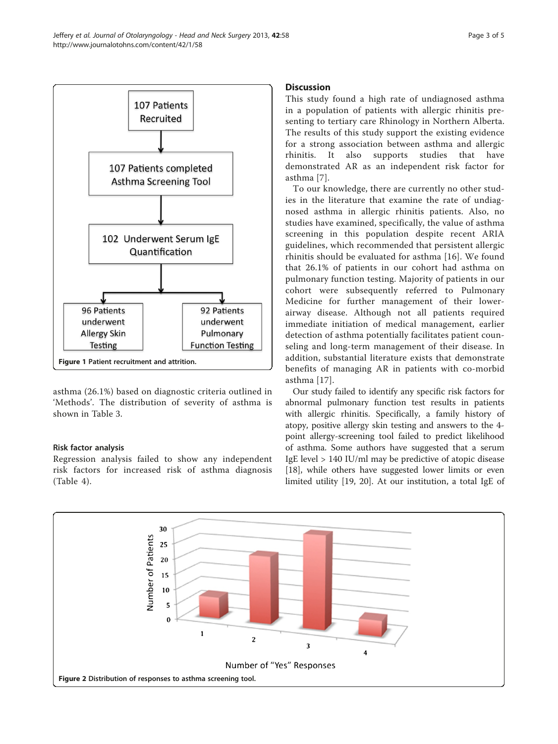107 Patients Recruited

107 Patients completed Asthma Screening Tool

102 Underwent Serum IgE Quantification

96 Patients underwent Allergy Skin Testing

92 Patients underwent Pulmonary Function Testing

**Figure 1** Patient recruitment and attrition.

asthma (26.1%) based on diagnostic criteria outlined in 'Methods'. The distribution of severity of asthma is shown in Table 3.

### Risk factor analysis

Regression analysis failed to show any independent risk factors for increased risk of asthma diagnosis (Table 4).

## Discussion

This study found a high rate of undiagnosed asthma in a population of patients with allergic rhinitis presenting to tertiary care Rhinology in Northern Alberta. The results of this study support the existing evidence for a strong association between asthma and allergic rhinitis. It also supports studies that have demonstrated AR as an independent risk factor for asthma [7].

To our knowledge, there are currently no other studies in the literature that examine the rate of undiagnosed asthma in allergic rhinitis patients. Also, no studies have examined, specifically, the value of asthma screening in this population despite recent ARIA guidelines, which recommended that persistent allergic rhinitis should be evaluated for asthma [16]. We found that 26.1% of patients in our cohort had asthma on pulmonary function testing. Majority of patients in our cohort were subsequently referred to Pulmonary Medicine for further management of their lower-airway disease. Although not all patients required immediate initiation of medical management, earlier detection of asthma potentially facilitates patient counseling and long-term management of their disease. In addition, substantial literature exists that demonstrate benefits of managing AR in patients with co-morbid asthma [17].

Our study failed to identify any specific risk factors for abnormal pulmonary function test results in patients with allergic rhinitis. Specifically, a family history of atopy, positive allergy skin testing and answers to the 4-point allergy-screening tool failed to predict likelihood of asthma. Some authors have suggested that a serum IgE level > 140 IU/ml may be predictive of atopic disease [18], while others have suggested lower limits or even limited utility [19, 20]. At our institution, a total IgE of

Number of Patients (y-axis: 0, 5, 10, 15, 20, 25, 30)

Number of "Yes" Responses (x-axis: 1, 2, 3, 4)

**Figure 2** Distribution of responses to asthma screening tool.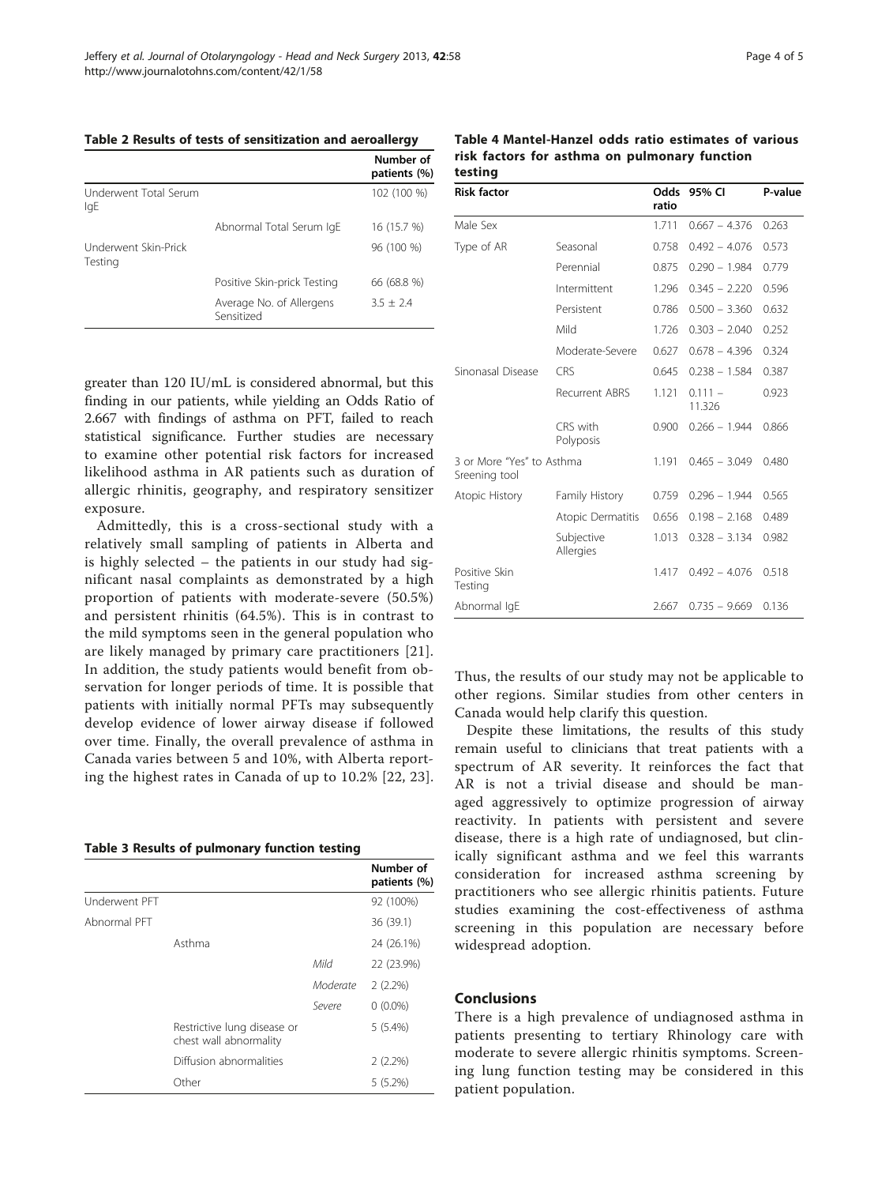**Table 2 Results of tests of sensitization and aeroallergy**

| | | Number of patients (%) |
|---|---|---|
| Underwent Total Serum IgE | | 102 (100 %) |
| | Abnormal Total Serum IgE | 16 (15.7 %) |
| Underwent Skin-Prick Testing | | 96 (100 %) |
| | Positive Skin-prick Testing | 66 (68.8 %) |
| | Average No. of Allergens Sensitized | 3.5 ± 2.4 |

greater than 120 IU/mL is considered abnormal, but this finding in our patients, while yielding an Odds Ratio of 2.667 with findings of asthma on PFT, failed to reach statistical significance. Further studies are necessary to examine other potential risk factors for increased likelihood asthma in AR patients such as duration of allergic rhinitis, geography, and respiratory sensitizer exposure.

Admittedly, this is a cross-sectional study with a relatively small sampling of patients in Alberta and is highly selected – the patients in our study had significant nasal complaints as demonstrated by a high proportion of patients with moderate-severe (50.5%) and persistent rhinitis (64.5%). This is in contrast to the mild symptoms seen in the general population who are likely managed by primary care practitioners [21]. In addition, the study patients would benefit from observation for longer periods of time. It is possible that patients with initially normal PFTs may subsequently develop evidence of lower airway disease if followed over time. Finally, the overall prevalence of asthma in Canada varies between 5 and 10%, with Alberta reporting the highest rates in Canada of up to 10.2% [22, 23].

**Table 3 Results of pulmonary function testing**

| | | | Number of patients (%) |
|---|---|---|---|
| Underwent PFT | | | 92 (100%) |
| Abnormal PFT | | | 36 (39.1) |
| | Asthma | | 24 (26.1%) |
| | | *Mild* | 22 (23.9%) |
| | | *Moderate* | 2 (2.2%) |
| | | *Severe* | 0 (0.0%) |
| | Restrictive lung disease or chest wall abnormality | | 5 (5.4%) |
| | Diffusion abnormalities | | 2 (2.2%) |
| | Other | | 5 (5.2%) |

**Table 4 Mantel-Hanzel odds ratio estimates of various risk factors for asthma on pulmonary function testing**

| Risk factor | | Odds ratio | 95% CI | P-value |
|---|---|---|---|---|
| Male Sex | | 1.711 | 0.667 – 4.376 | 0.263 |
| Type of AR | Seasonal | 0.758 | 0.492 – 4.076 | 0.573 |
| | Perennial | 0.875 | 0.290 – 1.984 | 0.779 |
| | Intermittent | 1.296 | 0.345 – 2.220 | 0.596 |
| | Persistent | 0.786 | 0.500 – 3.360 | 0.632 |
| | Mild | 1.726 | 0.303 – 2.040 | 0.252 |
| | Moderate-Severe | 0.627 | 0.678 – 4.396 | 0.324 |
| Sinonasal Disease | CRS | 0.645 | 0.238 – 1.584 | 0.387 |
| | Recurrent ABRS | 1.121 | 0.111 – 11.326 | 0.923 |
| | CRS with Polyposis | 0.900 | 0.266 – 1.944 | 0.866 |
| 3 or More "Yes" to Asthma Sreening tool | | 1.191 | 0.465 – 3.049 | 0.480 |
| Atopic History | Family History | 0.759 | 0.296 – 1.944 | 0.565 |
| | Atopic Dermatitis | 0.656 | 0.198 – 2.168 | 0.489 |
| | Subjective Allergies | 1.013 | 0.328 – 3.134 | 0.982 |
| Positive Skin Testing | | 1.417 | 0.492 – 4.076 | 0.518 |
| Abnormal IgE | | 2.667 | 0.735 – 9.669 | 0.136 |

Thus, the results of our study may not be applicable to other regions. Similar studies from other centers in Canada would help clarify this question.

Despite these limitations, the results of this study remain useful to clinicians that treat patients with a spectrum of AR severity. It reinforces the fact that AR is not a trivial disease and should be managed aggressively to optimize progression of airway reactivity. In patients with persistent and severe disease, there is a high rate of undiagnosed, but clinically significant asthma and we feel this warrants consideration for increased asthma screening by practitioners who see allergic rhinitis patients. Future studies examining the cost-effectiveness of asthma screening in this population are necessary before widespread adoption.

## Conclusions

There is a high prevalence of undiagnosed asthma in patients presenting to tertiary Rhinology care with moderate to severe allergic rhinitis symptoms. Screening lung function testing may be considered in this patient population.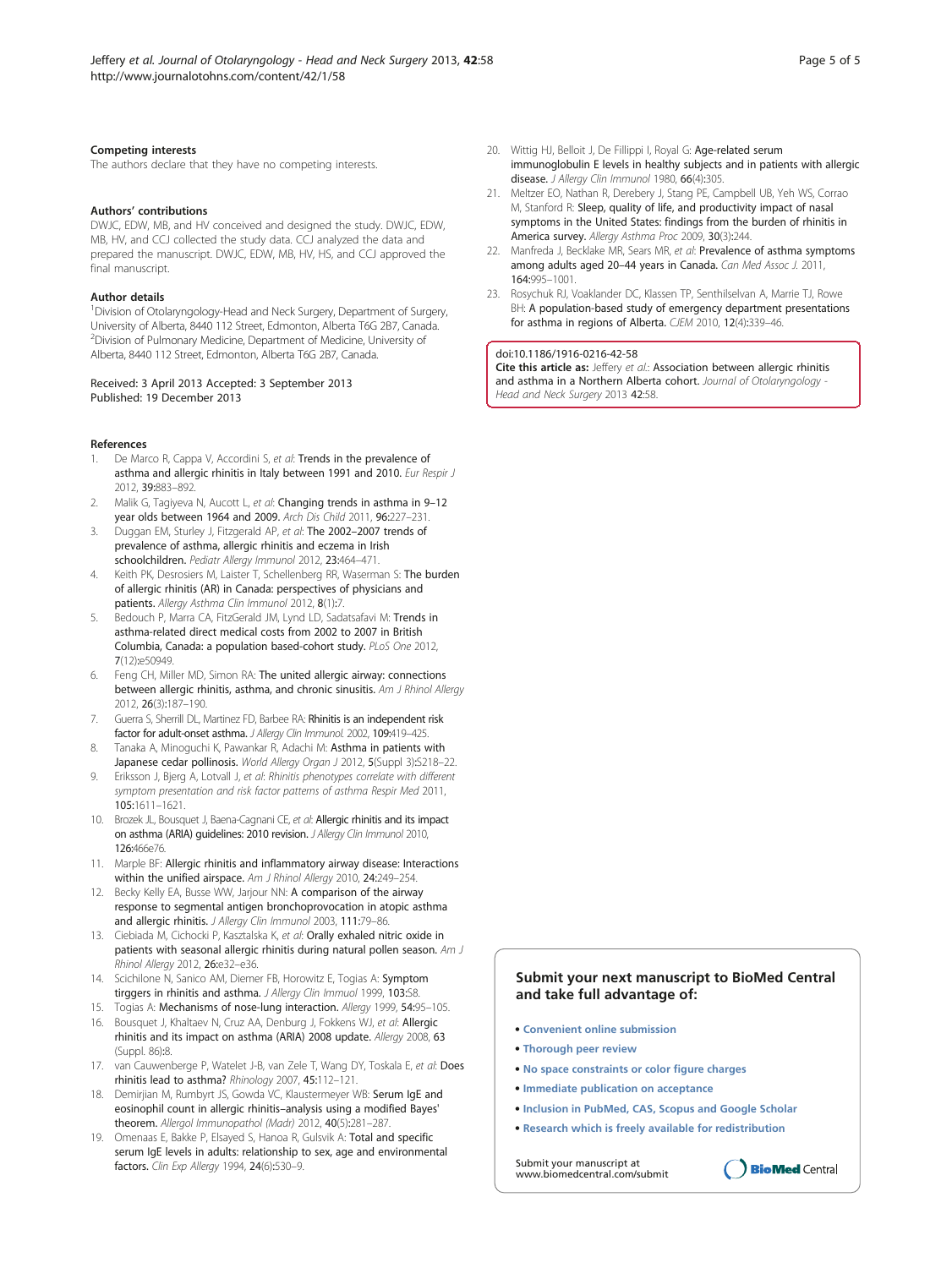### Competing interests

The authors declare that they have no competing interests.

### Authors' contributions

DWJC, EDW, MB, and HV conceived and designed the study. DWJC, EDW, MB, HV, and CCJ collected the study data. CCJ analyzed the data and prepared the manuscript. DWJC, EDW, MB, HV, HS, and CCJ approved the final manuscript.

### Author details

[1]Division of Otolaryngology-Head and Neck Surgery, Department of Surgery, University of Alberta, 8440 112 Street, Edmonton, Alberta T6G 2B7, Canada. [2]Division of Pulmonary Medicine, Department of Medicine, University of Alberta, 8440 112 Street, Edmonton, Alberta T6G 2B7, Canada.

Received: 3 April 2013 Accepted: 3 September 2013
Published: 19 December 2013

### References

1. De Marco R, Cappa V, Accordini S, *et al*: **Trends in the prevalence of asthma and allergic rhinitis in Italy between 1991 and 2010.** *Eur Respir J* 2012, **39:**883–892.
2. Malik G, Tagiyeva N, Aucott L, *et al*: **Changing trends in asthma in 9–12 year olds between 1964 and 2009.** *Arch Dis Child* 2011, **96:**227–231.
3. Duggan EM, Sturley J, Fitzgerald AP, *et al*: **The 2002–2007 trends of prevalence of asthma, allergic rhinitis and eczema in Irish schoolchildren.** *Pediatr Allergy Immunol* 2012, **23:**464–471.
4. Keith PK, Desrosiers M, Laister T, Schellenberg RR, Waserman S: **The burden of allergic rhinitis (AR) in Canada: perspectives of physicians and patients.** *Allergy Asthma Clin Immunol* 2012, **8**(1)**:**7.
5. Bedouch P, Marra CA, FitzGerald JM, Lynd LD, Sadatsafavi M: **Trends in asthma-related direct medical costs from 2002 to 2007 in British Columbia, Canada: a population based-cohort study.** *PLoS One* 2012, **7**(12)**:**e50949.
6. Feng CH, Miller MD, Simon RA: **The united allergic airway: connections between allergic rhinitis, asthma, and chronic sinusitis.** *Am J Rhinol Allergy* 2012, **26**(3)**:**187–190.
7. Guerra S, Sherrill DL, Martinez FD, Barbee RA: **Rhinitis is an independent risk factor for adult-onset asthma.** *J Allergy Clin Immunol.* 2002, **109:**419–425.
8. Tanaka A, Minoguchi K, Pawankar R, Adachi M: **Asthma in patients with Japanese cedar pollinosis.** *World Allergy Organ J* 2012, **5**(Suppl 3)**:**S218–22.
9. Eriksson J, Bjerg A, Lotvall J, *et al*: *Rhinitis phenotypes correlate with different symptom presentation and risk factor patterns of asthma Respir Med* 2011, **105:**1611–1621.
10. Brozek JL, Bousquet J, Baena-Cagnani CE, *et al*: **Allergic rhinitis and its impact on asthma (ARIA) guidelines: 2010 revision.** *J Allergy Clin Immunol* 2010, **126:**466e76.
11. Marple BF: **Allergic rhinitis and inflammatory airway disease: Interactions within the unified airspace.** *Am J Rhinol Allergy* 2010, **24:**249–254.
12. Becky Kelly EA, Busse WW, Jarjour NN: **A comparison of the airway response to segmental antigen bronchoprovocation in atopic asthma and allergic rhinitis.** *J Allergy Clin Immunol* 2003, **111:**79–86.
13. Ciebiada M, Cichocki P, Kasztalska K, *et al*: **Orally exhaled nitric oxide in patients with seasonal allergic rhinitis during natural pollen season.** *Am J Rhinol Allergy* 2012, **26:**e32–e36.
14. Scichilone N, Sanico AM, Diemer FB, Horowitz E, Togias A: **Symptom tirggers in rhinitis and asthma.** *J Allergy Clin Immuol* 1999, **103:**S8.
15. Togias A: **Mechanisms of nose-lung interaction.** *Allergy* 1999, **54:**95–105.
16. Bousquet J, Khaltaev N, Cruz AA, Denburg J, Fokkens WJ, *et al*: **Allergic rhinitis and its impact on asthma (ARIA) 2008 update.** *Allergy* 2008, **63** (Suppl. 86)**:**8.
17. van Cauwenberge P, Watelet J-B, van Zele T, Wang DY, Toskala E, *et al*: **Does rhinitis lead to asthma?** *Rhinology* 2007, **45:**112–121.
18. Demirjian M, Rumbyrt JS, Gowda VC, Klaustermeyer WB: **Serum IgE and eosinophil count in allergic rhinitis–analysis using a modified Bayes' theorem.** *Allergol Immunopathol (Madr)* 2012, **40**(5)**:**281–287.
19. Omenaas E, Bakke P, Elsayed S, Hanoa R, Gulsvik A: **Total and specific serum IgE levels in adults: relationship to sex, age and environmental factors.** *Clin Exp Allergy* 1994, **24**(6)**:**530–9.
20. Wittig HJ, Belloit J, De Fillippi I, Royal G: **Age-related serum immunoglobulin E levels in healthy subjects and in patients with allergic disease.** *J Allergy Clin Immunol* 1980, **66**(4)**:**305.
21. Meltzer EO, Nathan R, Derebery J, Stang PE, Campbell UB, Yeh WS, Corrao M, Stanford R: **Sleep, quality of life, and productivity impact of nasal symptoms in the United States: findings from the burden of rhinitis in America survey.** *Allergy Asthma Proc* 2009, **30**(3)**:**244.
22. Manfreda J, Becklake MR, Sears MR, *et al*: **Prevalence of asthma symptoms among adults aged 20–44 years in Canada.** *Can Med Assoc J.* 2011, **164:**995–1001.
23. Rosychuk RJ, Voaklander DC, Klassen TP, Senthilselvan A, Marrie TJ, Rowe BH: **A population-based study of emergency department presentations for asthma in regions of Alberta.** *CJEM* 2010, **12**(4)**:**339–46.

doi:10.1186/1916-0216-42-58
**Cite this article as:** Jeffery *et al.*: Association between allergic rhinitis and asthma in a Northern Alberta cohort. *Journal of Otolaryngology - Head and Neck Surgery* 2013 **42**:58.